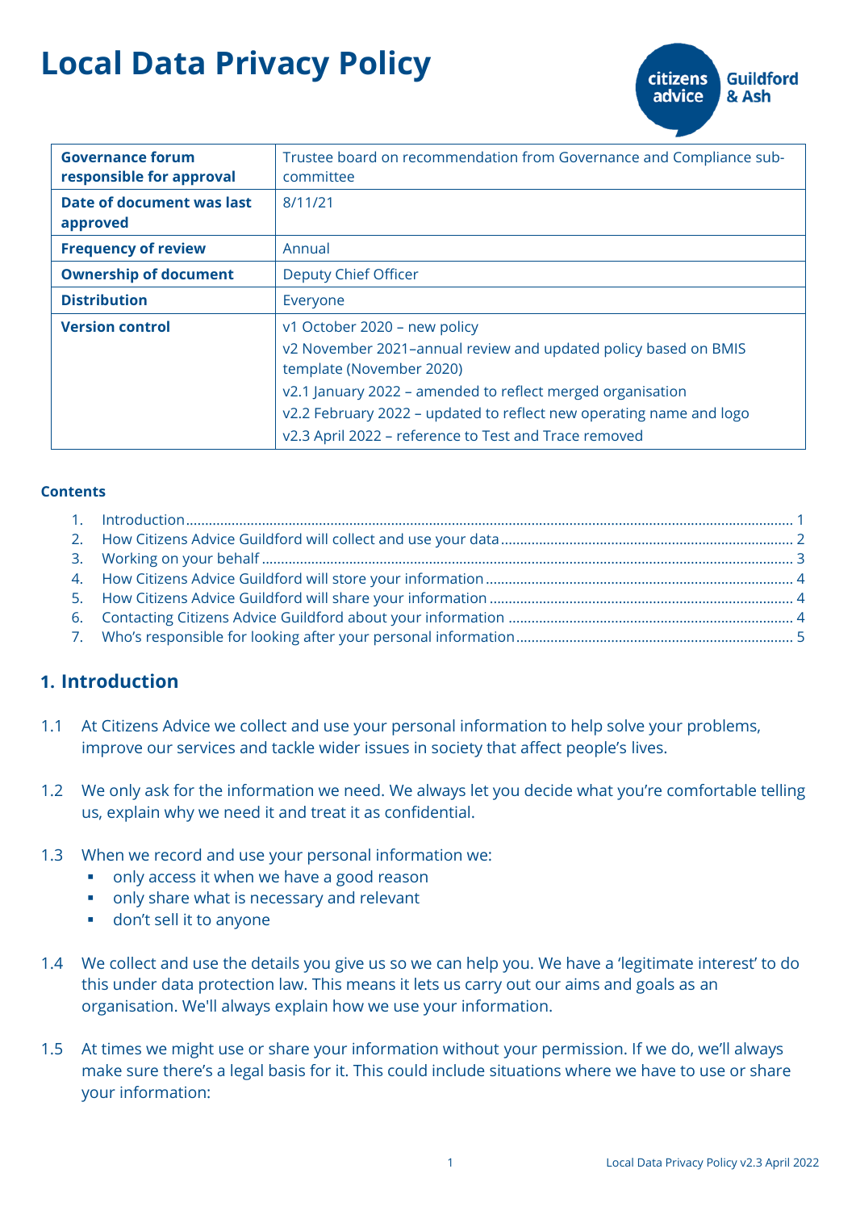# Local Data Privacy Policy

| Governance forum responsible for approval | Trustee board on recommendation from Governance and Compliance sub-committee |
|---|---|
| **Date of document was last approved** | 8/11/21 |
| **Frequency of review** | Annual |
| **Ownership of document** | Deputy Chief Officer |
| **Distribution** | Everyone |
| **Version control** | v1 October 2020 – new policy<br>v2 November 2021–annual review and updated policy based on BMIS template (November 2020)<br>v2.1 January 2022 – amended to reflect merged organisation<br>v2.2 February 2022 – updated to reflect new operating name and logo<br>v2.3 April 2022 – reference to Test and Trace removed |

**Contents**

1. Introduction ..... 1
2. How Citizens Advice Guildford will collect and use your data ..... 2
3. Working on your behalf ..... 3
4. How Citizens Advice Guildford will store your information ..... 4
5. How Citizens Advice Guildford will share your information ..... 4
6. Contacting Citizens Advice Guildford about your information ..... 4
7. Who's responsible for looking after your personal information ..... 5

## 1. Introduction

1.1 At Citizens Advice we collect and use your personal information to help solve your problems, improve our services and tackle wider issues in society that affect people's lives.

1.2 We only ask for the information we need. We always let you decide what you're comfortable telling us, explain why we need it and treat it as confidential.

1.3 When we record and use your personal information we:

- only access it when we have a good reason
- only share what is necessary and relevant
- don't sell it to anyone

1.4 We collect and use the details you give us so we can help you. We have a 'legitimate interest' to do this under data protection law. This means it lets us carry out our aims and goals as an organisation. We'll always explain how we use your information.

1.5 At times we might use or share your information without your permission. If we do, we'll always make sure there's a legal basis for it. This could include situations where we have to use or share your information: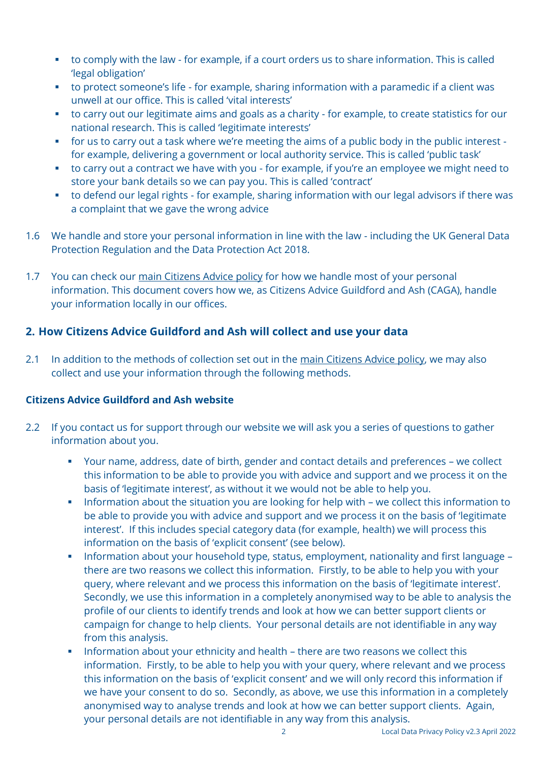- to comply with the law - for example, if a court orders us to share information. This is called 'legal obligation'
- to protect someone's life - for example, sharing information with a paramedic if a client was unwell at our office. This is called 'vital interests'
- to carry out our legitimate aims and goals as a charity - for example, to create statistics for our national research. This is called 'legitimate interests'
- for us to carry out a task where we're meeting the aims of a public body in the public interest - for example, delivering a government or local authority service. This is called 'public task'
- to carry out a contract we have with you - for example, if you're an employee we might need to store your bank details so we can pay you. This is called 'contract'
- to defend our legal rights - for example, sharing information with our legal advisors if there was a complaint that we gave the wrong advice

1.6 We handle and store your personal information in line with the law - including the UK General Data Protection Regulation and the Data Protection Act 2018.

1.7 You can check our main Citizens Advice policy for how we handle most of your personal information. This document covers how we, as Citizens Advice Guildford and Ash (CAGA), handle your information locally in our offices.

## 2. How Citizens Advice Guildford and Ash will collect and use your data

2.1 In addition to the methods of collection set out in the main Citizens Advice policy, we may also collect and use your information through the following methods.

### Citizens Advice Guildford and Ash website

2.2 If you contact us for support through our website we will ask you a series of questions to gather information about you.

- Your name, address, date of birth, gender and contact details and preferences – we collect this information to be able to provide you with advice and support and we process it on the basis of 'legitimate interest', as without it we would not be able to help you.
- Information about the situation you are looking for help with – we collect this information to be able to provide you with advice and support and we process it on the basis of 'legitimate interest'. If this includes special category data (for example, health) we will process this information on the basis of 'explicit consent' (see below).
- Information about your household type, status, employment, nationality and first language – there are two reasons we collect this information. Firstly, to be able to help you with your query, where relevant and we process this information on the basis of 'legitimate interest'. Secondly, we use this information in a completely anonymised way to be able to analysis the profile of our clients to identify trends and look at how we can better support clients or campaign for change to help clients. Your personal details are not identifiable in any way from this analysis.
- Information about your ethnicity and health – there are two reasons we collect this information. Firstly, to be able to help you with your query, where relevant and we process this information on the basis of 'explicit consent' and we will only record this information if we have your consent to do so. Secondly, as above, we use this information in a completely anonymised way to analyse trends and look at how we can better support clients. Again, your personal details are not identifiable in any way from this analysis.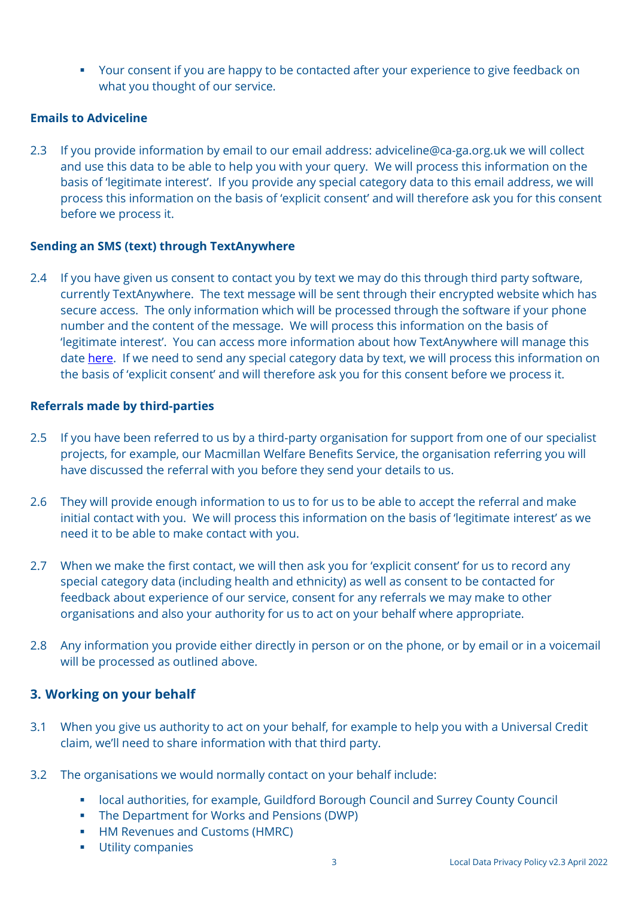- Your consent if you are happy to be contacted after your experience to give feedback on what you thought of our service.

**Emails to Adviceline**

2.3 If you provide information by email to our email address: adviceline@ca-ga.org.uk we will collect and use this data to be able to help you with your query. We will process this information on the basis of 'legitimate interest'. If you provide any special category data to this email address, we will process this information on the basis of 'explicit consent' and will therefore ask you for this consent before we process it.

**Sending an SMS (text) through TextAnywhere**

2.4 If you have given us consent to contact you by text we may do this through third party software, currently TextAnywhere. The text message will be sent through their encrypted website which has secure access. The only information which will be processed through the software if your phone number and the content of the message. We will process this information on the basis of 'legitimate interest'. You can access more information about how TextAnywhere will manage this date here. If we need to send any special category data by text, we will process this information on the basis of 'explicit consent' and will therefore ask you for this consent before we process it.

**Referrals made by third-parties**

2.5 If you have been referred to us by a third-party organisation for support from one of our specialist projects, for example, our Macmillan Welfare Benefits Service, the organisation referring you will have discussed the referral with you before they send your details to us.

2.6 They will provide enough information to us to for us to be able to accept the referral and make initial contact with you. We will process this information on the basis of 'legitimate interest' as we need it to be able to make contact with you.

2.7 When we make the first contact, we will then ask you for 'explicit consent' for us to record any special category data (including health and ethnicity) as well as consent to be contacted for feedback about experience of our service, consent for any referrals we may make to other organisations and also your authority for us to act on your behalf where appropriate.

2.8 Any information you provide either directly in person or on the phone, or by email or in a voicemail will be processed as outlined above.

## 3. Working on your behalf

3.1 When you give us authority to act on your behalf, for example to help you with a Universal Credit claim, we'll need to share information with that third party.

3.2 The organisations we would normally contact on your behalf include:

- local authorities, for example, Guildford Borough Council and Surrey County Council
- The Department for Works and Pensions (DWP)
- HM Revenues and Customs (HMRC)
- Utility companies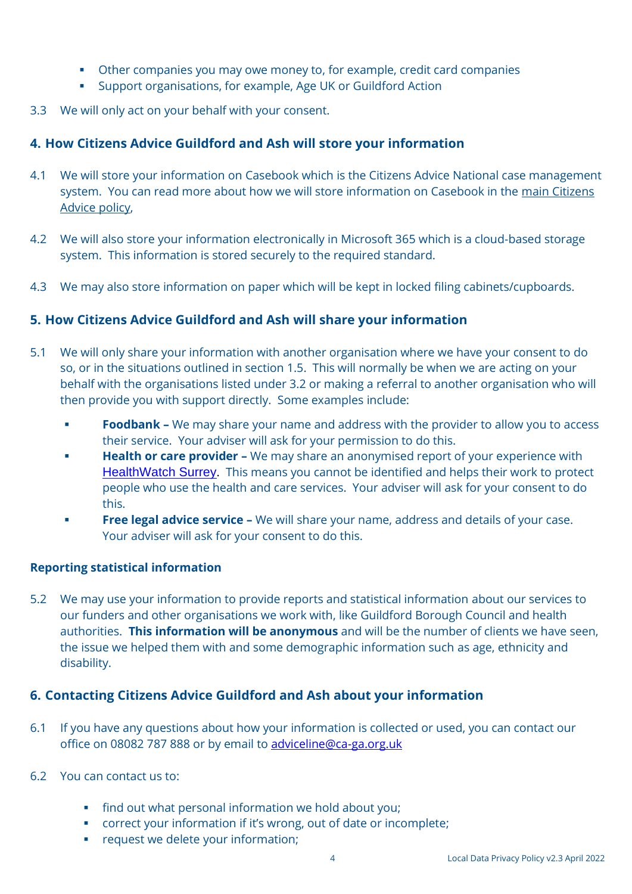- Other companies you may owe money to, for example, credit card companies
- Support organisations, for example, Age UK or Guildford Action

3.3 We will only act on your behalf with your consent.

## 4. How Citizens Advice Guildford and Ash will store your information

4.1 We will store your information on Casebook which is the Citizens Advice National case management system. You can read more about how we will store information on Casebook in the main Citizens Advice policy,

4.2 We will also store your information electronically in Microsoft 365 which is a cloud-based storage system. This information is stored securely to the required standard.

4.3 We may also store information on paper which will be kept in locked filing cabinets/cupboards.

## 5. How Citizens Advice Guildford and Ash will share your information

5.1 We will only share your information with another organisation where we have your consent to do so, or in the situations outlined in section 1.5. This will normally be when we are acting on your behalf with the organisations listed under 3.2 or making a referral to another organisation who will then provide you with support directly. Some examples include:

- **Foodbank –** We may share your name and address with the provider to allow you to access their service. Your adviser will ask for your permission to do this.
- **Health or care provider –** We may share an anonymised report of your experience with HealthWatch Surrey. This means you cannot be identified and helps their work to protect people who use the health and care services. Your adviser will ask for your consent to do this.
- **Free legal advice service –** We will share your name, address and details of your case. Your adviser will ask for your consent to do this.

### Reporting statistical information

5.2 We may use your information to provide reports and statistical information about our services to our funders and other organisations we work with, like Guildford Borough Council and health authorities. **This information will be anonymous** and will be the number of clients we have seen, the issue we helped them with and some demographic information such as age, ethnicity and disability.

## 6. Contacting Citizens Advice Guildford and Ash about your information

6.1 If you have any questions about how your information is collected or used, you can contact our office on 08082 787 888 or by email to adviceline@ca-ga.org.uk

6.2 You can contact us to:

- find out what personal information we hold about you;
- correct your information if it's wrong, out of date or incomplete;
- request we delete your information;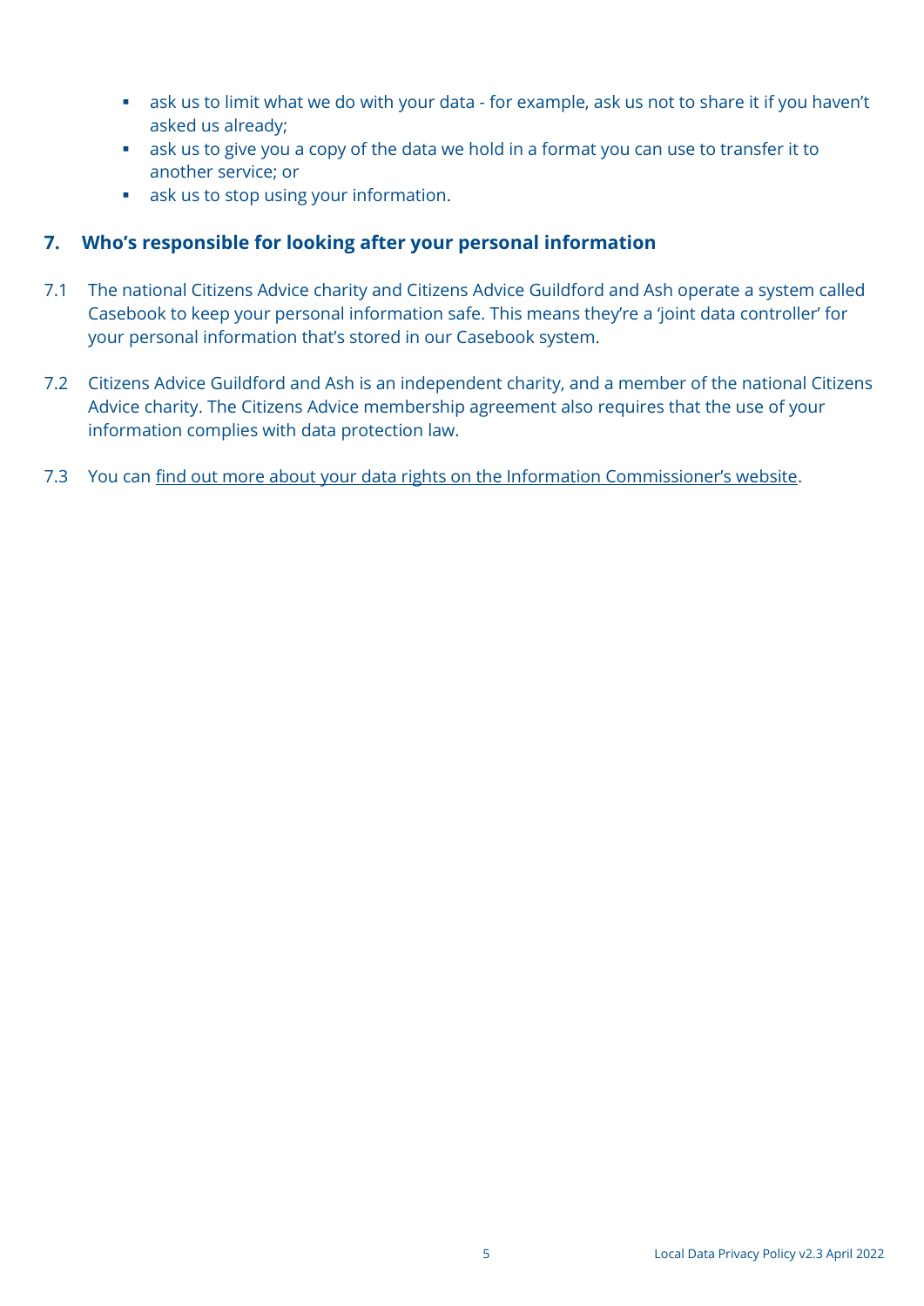- ask us to limit what we do with your data - for example, ask us not to share it if you haven't asked us already;
- ask us to give you a copy of the data we hold in a format you can use to transfer it to another service; or
- ask us to stop using your information.

## 7. Who's responsible for looking after your personal information

7.1 The national Citizens Advice charity and Citizens Advice Guildford and Ash operate a system called Casebook to keep your personal information safe. This means they're a 'joint data controller' for your personal information that's stored in our Casebook system.

7.2 Citizens Advice Guildford and Ash is an independent charity, and a member of the national Citizens Advice charity. The Citizens Advice membership agreement also requires that the use of your information complies with data protection law.

7.3 You can find out more about your data rights on the Information Commissioner's website.